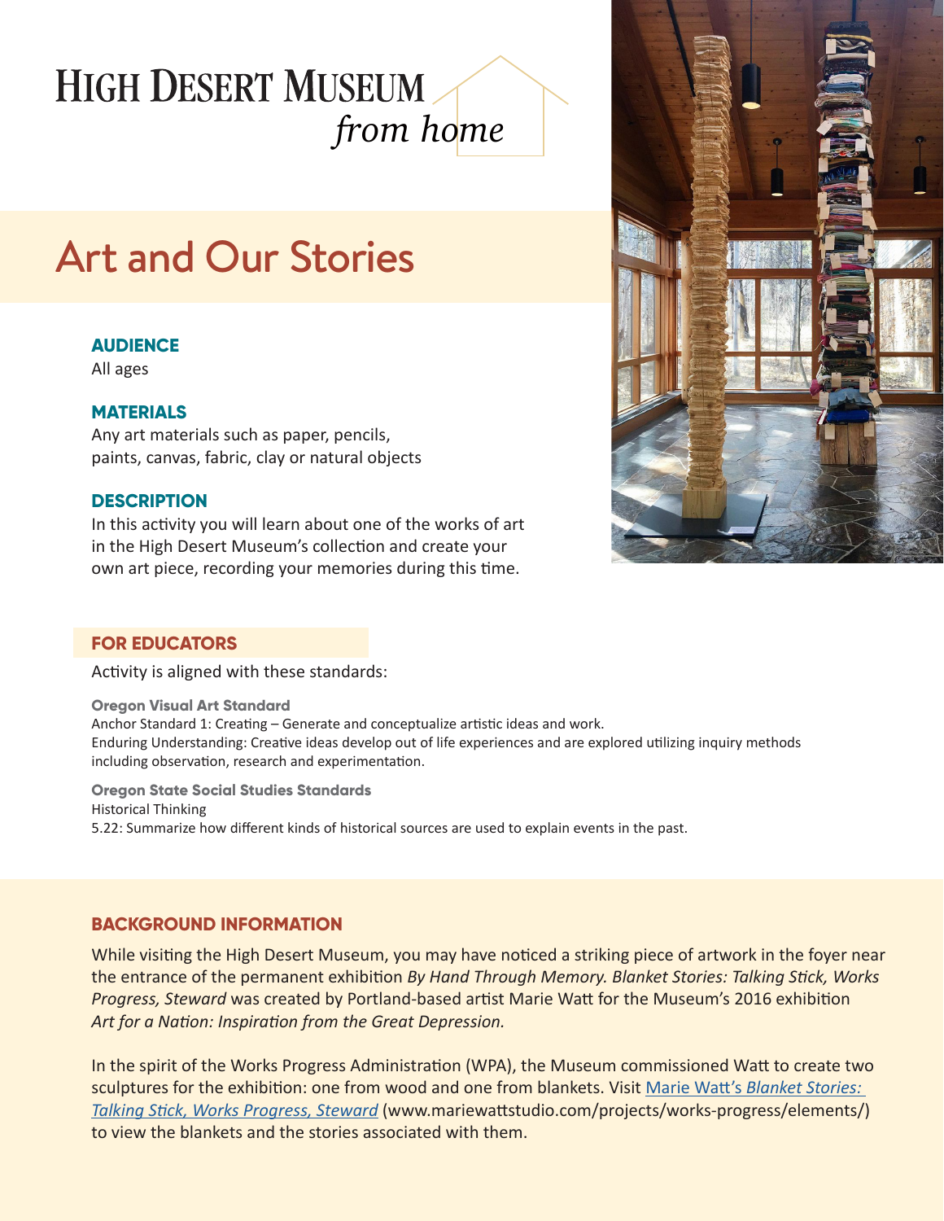# HIGH DESERT MUSEUM *from home*

# Art and Our Stories

### AUDIENCE

All ages

### MATERIALS

Any art materials such as paper, pencils, paints, canvas, fabric, clay or natural objects

### DESCRIPTION

In this activity you will learn about one of the works of art in the High Desert Museum's collection and create your own art piece, recording your memories during this time.

## FOR EDUCATORS

Activity is aligned with these standards:

**Oregon Visual Art Standard**

Anchor Standard 1: Creating – Generate and conceptualize artistic ideas and work.

Enduring Understanding: Creative ideas develop out of life experiences and are explored utilizing inquiry methods including observation, research and experimentation.

**Oregon State Social Studies Standards**

Historical Thinking

5.22: Summarize how different kinds of historical sources are used to explain events in the past.

## BACKGROUND INFORMATION

While visiting the High Desert Museum, you may have noticed a striking piece of artwork in the foyer near the entrance of the permanent exhibition *By Hand Through Memory. Blanket Stories: Talking Stick, Works Progress, Steward* was created by Portland-based artist Marie Watt for the Museum's 2016 exhibition *Art for a Nation: Inspiration from the Great Depression.*

In the spirit of the Works Progress Administration (WPA), the Museum commissioned Watt to create two sculptures for the exhibition: one from wood and one from blankets. Visit [Marie Watt's *Blanket Stories: Talking Stick, Works Progress, Steward*](www.mariewattstudio.com/projects/works-progress/elements/) (www.mariewattstudio.com/projects/works-progress/elements/) to view the blankets and the stories associated with them.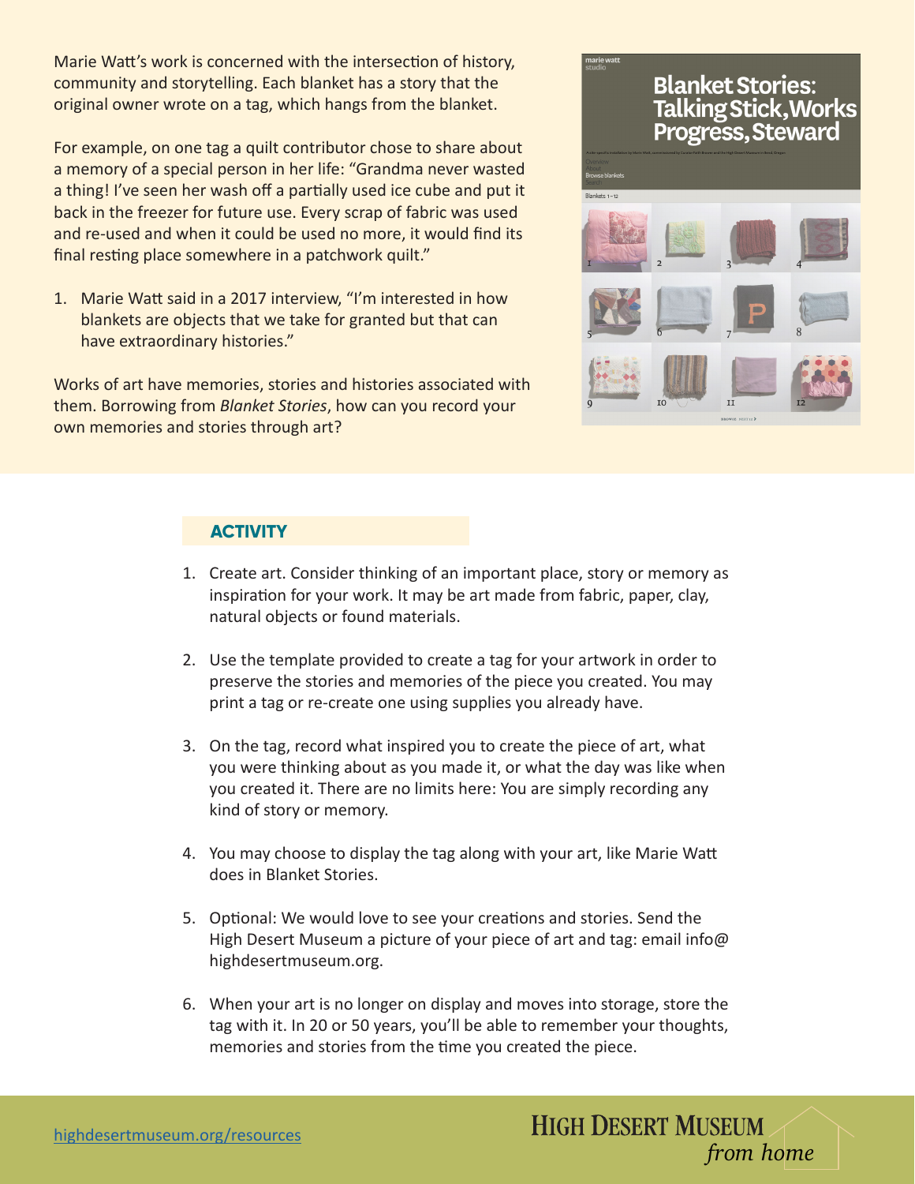Marie Watt's work is concerned with the intersection of history, community and storytelling. Each blanket has a story that the original owner wrote on a tag, which hangs from the blanket.

For example, on one tag a quilt contributor chose to share about a memory of a special person in her life: "Grandma never wasted a thing! I've seen her wash off a partially used ice cube and put it back in the freezer for future use. Every scrap of fabric was used and re-used and when it could be used no more, it would find its final resting place somewhere in a patchwork quilt."

1. Marie Watt said in a 2017 interview, "I'm interested in how blankets are objects that we take for granted but that can have extraordinary histories."

Works of art have memories, stories and histories associated with them. Borrowing from *Blanket Stories*, how can you record your own memories and stories through art?

## ACTIVITY

1. Create art. Consider thinking of an important place, story or memory as inspiration for your work. It may be art made from fabric, paper, clay, natural objects or found materials.

2. Use the template provided to create a tag for your artwork in order to preserve the stories and memories of the piece you created. You may print a tag or re-create one using supplies you already have.

3. On the tag, record what inspired you to create the piece of art, what you were thinking about as you made it, or what the day was like when you created it. There are no limits here: You are simply recording any kind of story or memory.

4. You may choose to display the tag along with your art, like Marie Watt does in Blanket Stories.

5. Optional: We would love to see your creations and stories. Send the High Desert Museum a picture of your piece of art and tag: email info@highdesertmuseum.org.

6. When your art is no longer on display and moves into storage, store the tag with it. In 20 or 50 years, you'll be able to remember your thoughts, memories and stories from the time you created the piece.

highdesertmuseum.org/resources

HIGH DESERT MUSEUM *from home*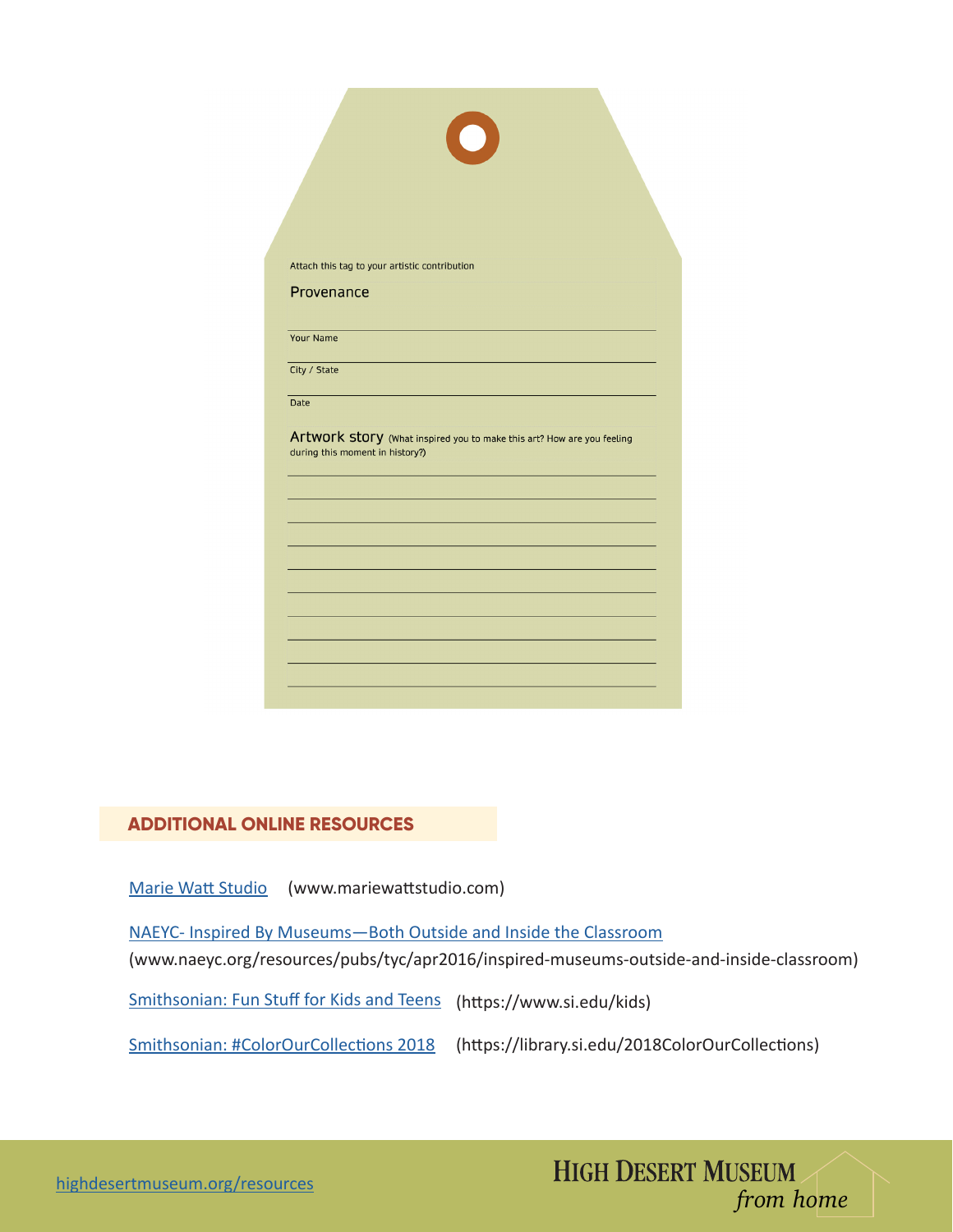Attach this tag to your artistic contribution

**Provenance**

Your Name

City / State

Date

**Artwork story** (What inspired you to make this art? How are you feeling during this moment in history?)

## ADDITIONAL ONLINE RESOURCES

[Marie Watt Studio](www.mariewattstudio.com) (www.mariewattstudio.com)

[NAEYC- Inspired By Museums—Both Outside and Inside the Classroom](www.naeyc.org/resources/pubs/tyc/apr2016/inspired-museums-outside-and-inside-classroom)
(www.naeyc.org/resources/pubs/tyc/apr2016/inspired-museums-outside-and-inside-classroom)

[Smithsonian: Fun Stuff for Kids and Teens](https://www.si.edu/kids) (https://www.si.edu/kids)

[Smithsonian: #ColorOurCollections 2018](https://library.si.edu/2018ColorOurCollections) (https://library.si.edu/2018ColorOurCollections)

highdesertmuseum.org/resources

HIGH DESERT MUSEUM *from home*